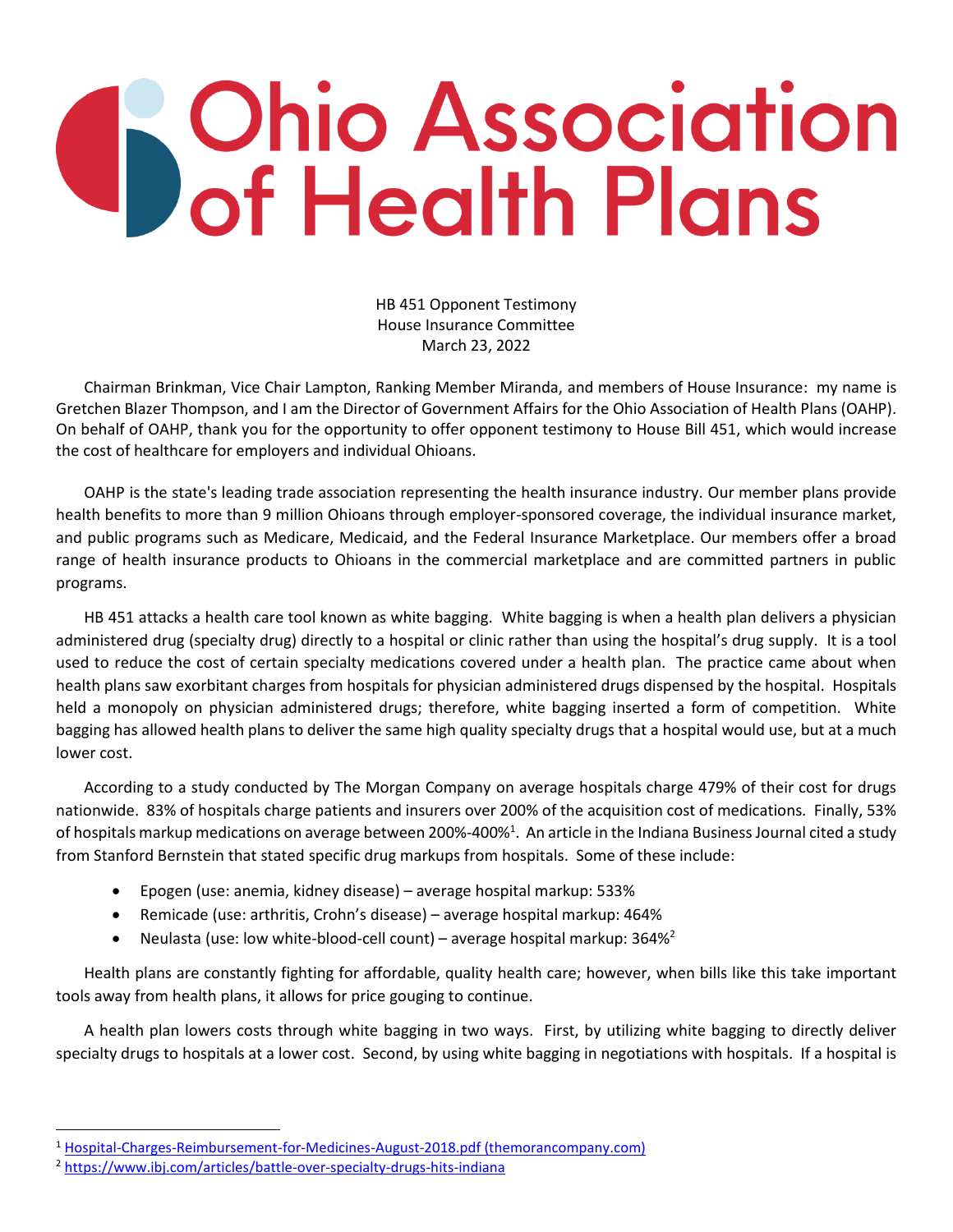# Ohio Association of Health Plans

HB 451 Opponent Testimony
House Insurance Committee
March 23, 2022

Chairman Brinkman, Vice Chair Lampton, Ranking Member Miranda, and members of House Insurance: my name is Gretchen Blazer Thompson, and I am the Director of Government Affairs for the Ohio Association of Health Plans (OAHP). On behalf of OAHP, thank you for the opportunity to offer opponent testimony to House Bill 451, which would increase the cost of healthcare for employers and individual Ohioans.

OAHP is the state's leading trade association representing the health insurance industry. Our member plans provide health benefits to more than 9 million Ohioans through employer-sponsored coverage, the individual insurance market, and public programs such as Medicare, Medicaid, and the Federal Insurance Marketplace. Our members offer a broad range of health insurance products to Ohioans in the commercial marketplace and are committed partners in public programs.

HB 451 attacks a health care tool known as white bagging. White bagging is when a health plan delivers a physician administered drug (specialty drug) directly to a hospital or clinic rather than using the hospital's drug supply. It is a tool used to reduce the cost of certain specialty medications covered under a health plan. The practice came about when health plans saw exorbitant charges from hospitals for physician administered drugs dispensed by the hospital. Hospitals held a monopoly on physician administered drugs; therefore, white bagging inserted a form of competition. White bagging has allowed health plans to deliver the same high quality specialty drugs that a hospital would use, but at a much lower cost.

According to a study conducted by The Morgan Company on average hospitals charge 479% of their cost for drugs nationwide. 83% of hospitals charge patients and insurers over 200% of the acquisition cost of medications. Finally, 53% of hospitals markup medications on average between 200%-400%[1]. An article in the Indiana Business Journal cited a study from Stanford Bernstein that stated specific drug markups from hospitals. Some of these include:

- Epogen (use: anemia, kidney disease) – average hospital markup: 533%
- Remicade (use: arthritis, Crohn's disease) – average hospital markup: 464%
- Neulasta (use: low white-blood-cell count) – average hospital markup: 364%[2]

Health plans are constantly fighting for affordable, quality health care; however, when bills like this take important tools away from health plans, it allows for price gouging to continue.

A health plan lowers costs through white bagging in two ways. First, by utilizing white bagging to directly deliver specialty drugs to hospitals at a lower cost. Second, by using white bagging in negotiations with hospitals. If a hospital is

---

[1] Hospital-Charges-Reimbursement-for-Medicines-August-2018.pdf (themorancompany.com)

[2] https://www.ibj.com/articles/battle-over-specialty-drugs-hits-indiana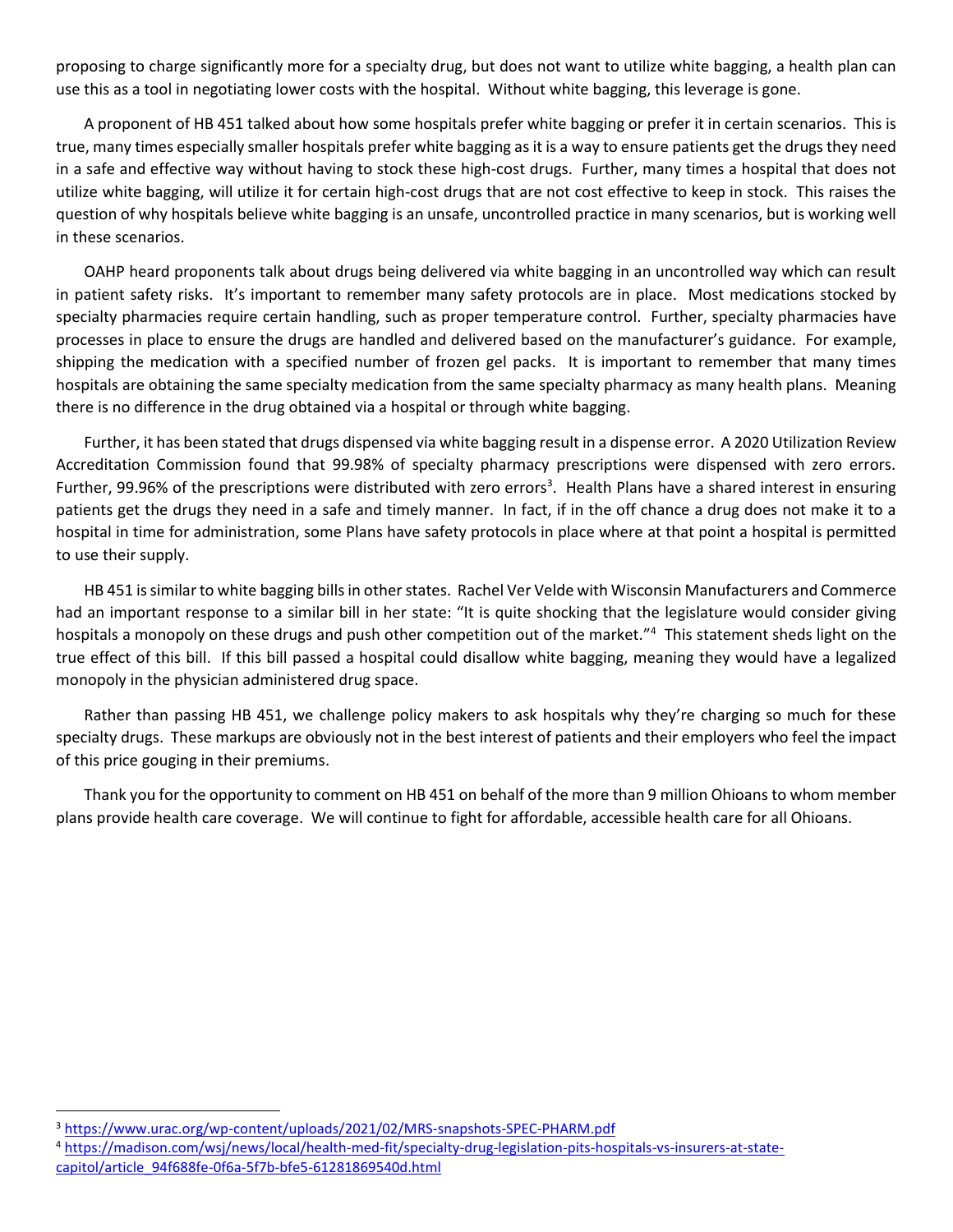proposing to charge significantly more for a specialty drug, but does not want to utilize white bagging, a health plan can use this as a tool in negotiating lower costs with the hospital. Without white bagging, this leverage is gone.

A proponent of HB 451 talked about how some hospitals prefer white bagging or prefer it in certain scenarios. This is true, many times especially smaller hospitals prefer white bagging as it is a way to ensure patients get the drugs they need in a safe and effective way without having to stock these high-cost drugs. Further, many times a hospital that does not utilize white bagging, will utilize it for certain high-cost drugs that are not cost effective to keep in stock. This raises the question of why hospitals believe white bagging is an unsafe, uncontrolled practice in many scenarios, but is working well in these scenarios.

OAHP heard proponents talk about drugs being delivered via white bagging in an uncontrolled way which can result in patient safety risks. It's important to remember many safety protocols are in place. Most medications stocked by specialty pharmacies require certain handling, such as proper temperature control. Further, specialty pharmacies have processes in place to ensure the drugs are handled and delivered based on the manufacturer's guidance. For example, shipping the medication with a specified number of frozen gel packs. It is important to remember that many times hospitals are obtaining the same specialty medication from the same specialty pharmacy as many health plans. Meaning there is no difference in the drug obtained via a hospital or through white bagging.

Further, it has been stated that drugs dispensed via white bagging result in a dispense error. A 2020 Utilization Review Accreditation Commission found that 99.98% of specialty pharmacy prescriptions were dispensed with zero errors. Further, 99.96% of the prescriptions were distributed with zero errors[3]. Health Plans have a shared interest in ensuring patients get the drugs they need in a safe and timely manner. In fact, if in the off chance a drug does not make it to a hospital in time for administration, some Plans have safety protocols in place where at that point a hospital is permitted to use their supply.

HB 451 is similar to white bagging bills in other states. Rachel Ver Velde with Wisconsin Manufacturers and Commerce had an important response to a similar bill in her state: "It is quite shocking that the legislature would consider giving hospitals a monopoly on these drugs and push other competition out of the market."[4] This statement sheds light on the true effect of this bill. If this bill passed a hospital could disallow white bagging, meaning they would have a legalized monopoly in the physician administered drug space.

Rather than passing HB 451, we challenge policy makers to ask hospitals why they're charging so much for these specialty drugs. These markups are obviously not in the best interest of patients and their employers who feel the impact of this price gouging in their premiums.

Thank you for the opportunity to comment on HB 451 on behalf of the more than 9 million Ohioans to whom member plans provide health care coverage. We will continue to fight for affordable, accessible health care for all Ohioans.

---

[3] https://www.urac.org/wp-content/uploads/2021/02/MRS-snapshots-SPEC-PHARM.pdf

[4] https://madison.com/wsj/news/local/health-med-fit/specialty-drug-legislation-pits-hospitals-vs-insurers-at-state-capitol/article_94f688fe-0f6a-5f7b-bfe5-61281869540d.html